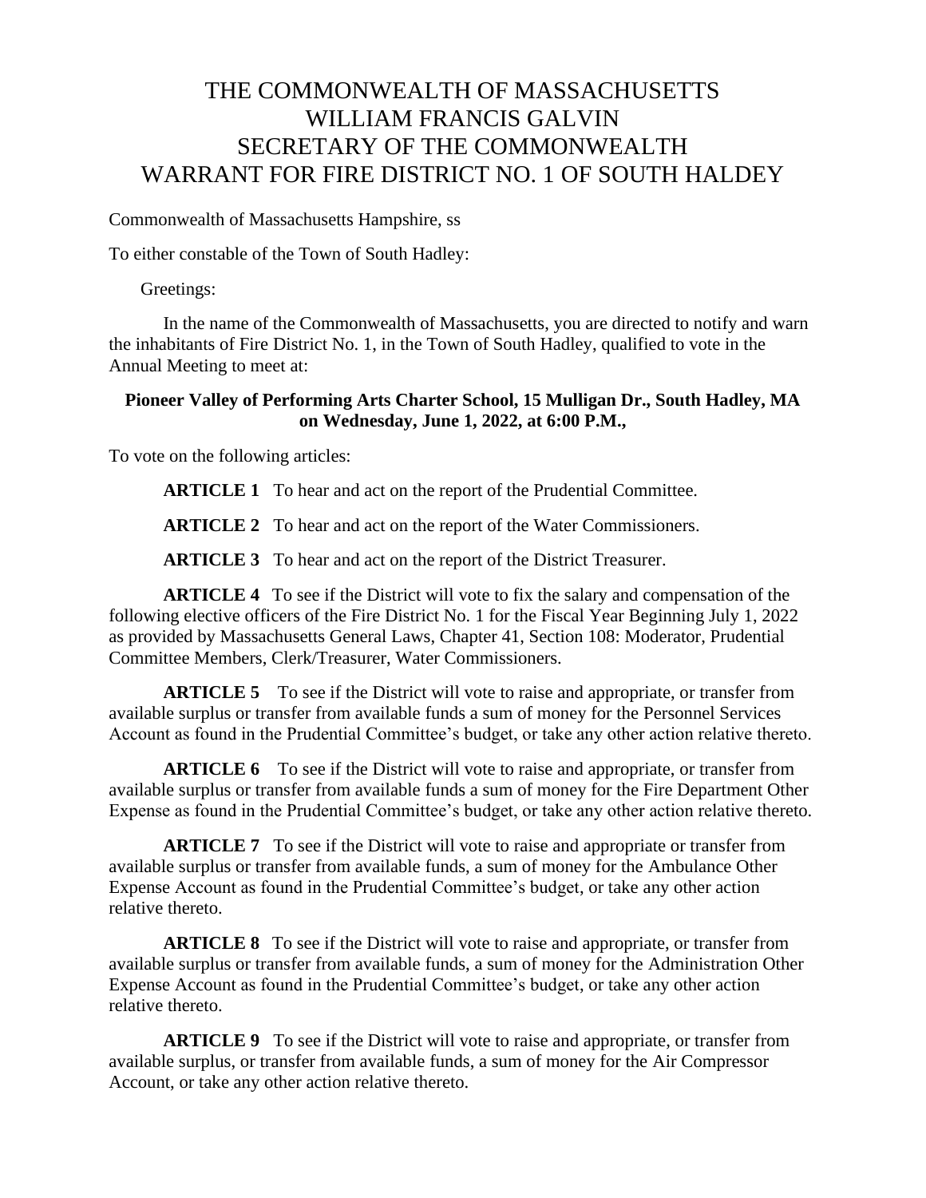# THE COMMONWEALTH OF MASSACHUSETTS
# WILLIAM FRANCIS GALVIN
# SECRETARY OF THE COMMONWEALTH
# WARRANT FOR FIRE DISTRICT NO. 1 OF SOUTH HALDEY

Commonwealth of Massachusetts Hampshire, ss

To either constable of the Town of South Hadley:

Greetings:

In the name of the Commonwealth of Massachusetts, you are directed to notify and warn the inhabitants of Fire District No. 1, in the Town of South Hadley, qualified to vote in the Annual Meeting to meet at:

**Pioneer Valley of Performing Arts Charter School, 15 Mulligan Dr., South Hadley, MA on Wednesday, June 1, 2022, at 6:00 P.M.,**

To vote on the following articles:

**ARTICLE 1** To hear and act on the report of the Prudential Committee.

**ARTICLE 2** To hear and act on the report of the Water Commissioners.

**ARTICLE 3** To hear and act on the report of the District Treasurer.

**ARTICLE 4** To see if the District will vote to fix the salary and compensation of the following elective officers of the Fire District No. 1 for the Fiscal Year Beginning July 1, 2022 as provided by Massachusetts General Laws, Chapter 41, Section 108: Moderator, Prudential Committee Members, Clerk/Treasurer, Water Commissioners.

**ARTICLE 5** To see if the District will vote to raise and appropriate, or transfer from available surplus or transfer from available funds a sum of money for the Personnel Services Account as found in the Prudential Committee's budget, or take any other action relative thereto.

**ARTICLE 6** To see if the District will vote to raise and appropriate, or transfer from available surplus or transfer from available funds a sum of money for the Fire Department Other Expense as found in the Prudential Committee's budget, or take any other action relative thereto.

**ARTICLE 7** To see if the District will vote to raise and appropriate or transfer from available surplus or transfer from available funds, a sum of money for the Ambulance Other Expense Account as found in the Prudential Committee's budget, or take any other action relative thereto.

**ARTICLE 8** To see if the District will vote to raise and appropriate, or transfer from available surplus or transfer from available funds, a sum of money for the Administration Other Expense Account as found in the Prudential Committee's budget, or take any other action relative thereto.

**ARTICLE 9** To see if the District will vote to raise and appropriate, or transfer from available surplus, or transfer from available funds, a sum of money for the Air Compressor Account, or take any other action relative thereto.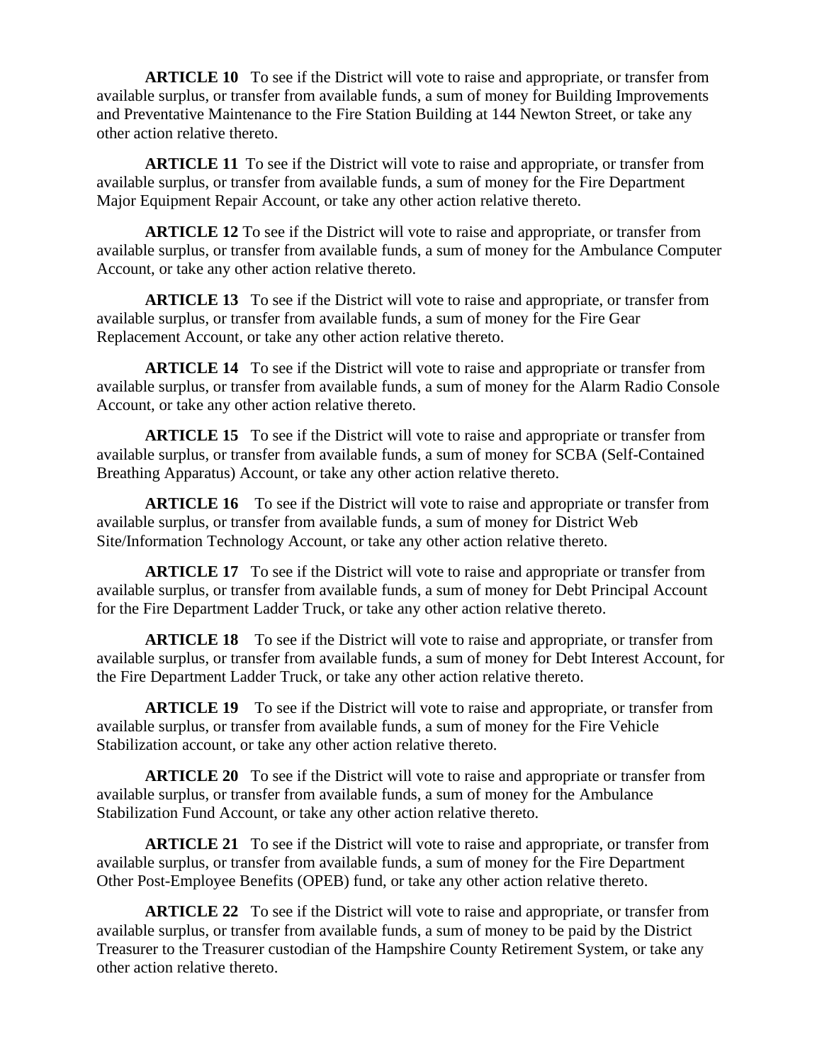**ARTICLE 10** To see if the District will vote to raise and appropriate, or transfer from available surplus, or transfer from available funds, a sum of money for Building Improvements and Preventative Maintenance to the Fire Station Building at 144 Newton Street, or take any other action relative thereto.

**ARTICLE 11** To see if the District will vote to raise and appropriate, or transfer from available surplus, or transfer from available funds, a sum of money for the Fire Department Major Equipment Repair Account, or take any other action relative thereto.

**ARTICLE 12** To see if the District will vote to raise and appropriate, or transfer from available surplus, or transfer from available funds, a sum of money for the Ambulance Computer Account, or take any other action relative thereto.

**ARTICLE 13** To see if the District will vote to raise and appropriate, or transfer from available surplus, or transfer from available funds, a sum of money for the Fire Gear Replacement Account, or take any other action relative thereto.

**ARTICLE 14** To see if the District will vote to raise and appropriate or transfer from available surplus, or transfer from available funds, a sum of money for the Alarm Radio Console Account, or take any other action relative thereto.

**ARTICLE 15** To see if the District will vote to raise and appropriate or transfer from available surplus, or transfer from available funds, a sum of money for SCBA (Self-Contained Breathing Apparatus) Account, or take any other action relative thereto.

**ARTICLE 16** To see if the District will vote to raise and appropriate or transfer from available surplus, or transfer from available funds, a sum of money for District Web Site/Information Technology Account, or take any other action relative thereto.

**ARTICLE 17** To see if the District will vote to raise and appropriate or transfer from available surplus, or transfer from available funds, a sum of money for Debt Principal Account for the Fire Department Ladder Truck, or take any other action relative thereto.

**ARTICLE 18** To see if the District will vote to raise and appropriate, or transfer from available surplus, or transfer from available funds, a sum of money for Debt Interest Account, for the Fire Department Ladder Truck, or take any other action relative thereto.

**ARTICLE 19** To see if the District will vote to raise and appropriate, or transfer from available surplus, or transfer from available funds, a sum of money for the Fire Vehicle Stabilization account, or take any other action relative thereto.

**ARTICLE 20** To see if the District will vote to raise and appropriate or transfer from available surplus, or transfer from available funds, a sum of money for the Ambulance Stabilization Fund Account, or take any other action relative thereto.

**ARTICLE 21** To see if the District will vote to raise and appropriate, or transfer from available surplus, or transfer from available funds, a sum of money for the Fire Department Other Post-Employee Benefits (OPEB) fund, or take any other action relative thereto.

**ARTICLE 22** To see if the District will vote to raise and appropriate, or transfer from available surplus, or transfer from available funds, a sum of money to be paid by the District Treasurer to the Treasurer custodian of the Hampshire County Retirement System, or take any other action relative thereto.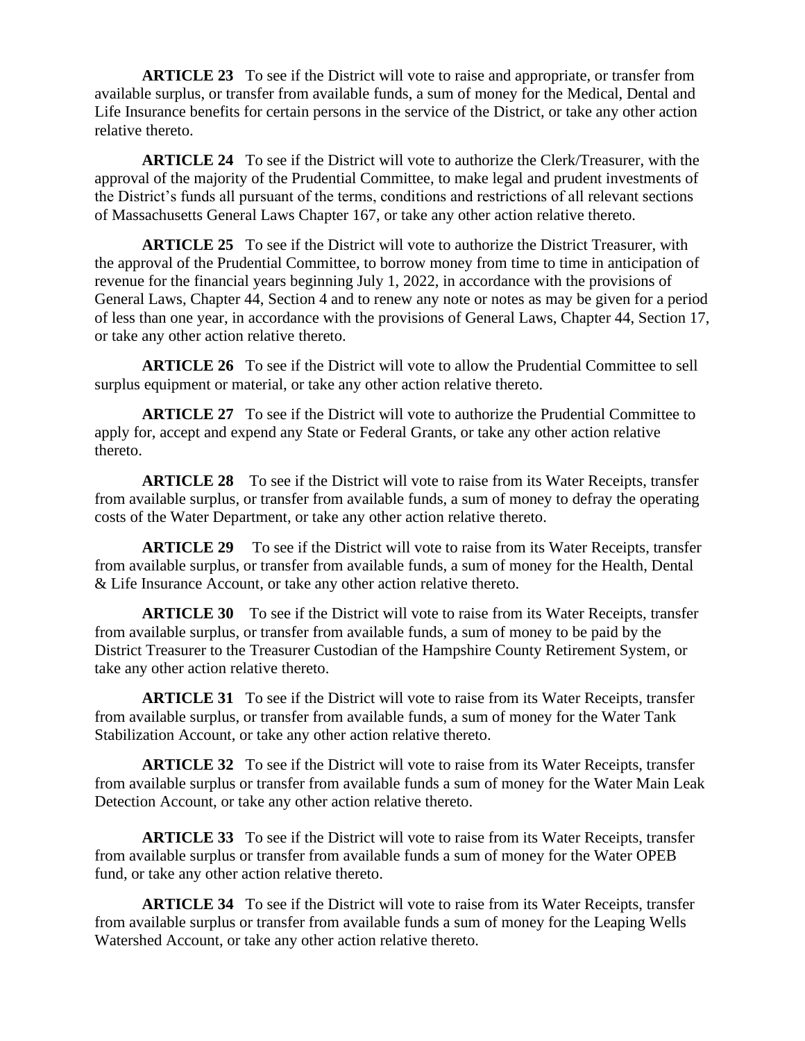**ARTICLE 23** To see if the District will vote to raise and appropriate, or transfer from available surplus, or transfer from available funds, a sum of money for the Medical, Dental and Life Insurance benefits for certain persons in the service of the District, or take any other action relative thereto.

**ARTICLE 24** To see if the District will vote to authorize the Clerk/Treasurer, with the approval of the majority of the Prudential Committee, to make legal and prudent investments of the District's funds all pursuant of the terms, conditions and restrictions of all relevant sections of Massachusetts General Laws Chapter 167, or take any other action relative thereto.

**ARTICLE 25** To see if the District will vote to authorize the District Treasurer, with the approval of the Prudential Committee, to borrow money from time to time in anticipation of revenue for the financial years beginning July 1, 2022, in accordance with the provisions of General Laws, Chapter 44, Section 4 and to renew any note or notes as may be given for a period of less than one year, in accordance with the provisions of General Laws, Chapter 44, Section 17, or take any other action relative thereto.

**ARTICLE 26** To see if the District will vote to allow the Prudential Committee to sell surplus equipment or material, or take any other action relative thereto.

**ARTICLE 27** To see if the District will vote to authorize the Prudential Committee to apply for, accept and expend any State or Federal Grants, or take any other action relative thereto.

**ARTICLE 28** To see if the District will vote to raise from its Water Receipts, transfer from available surplus, or transfer from available funds, a sum of money to defray the operating costs of the Water Department, or take any other action relative thereto.

**ARTICLE 29** To see if the District will vote to raise from its Water Receipts, transfer from available surplus, or transfer from available funds, a sum of money for the Health, Dental & Life Insurance Account, or take any other action relative thereto.

**ARTICLE 30** To see if the District will vote to raise from its Water Receipts, transfer from available surplus, or transfer from available funds, a sum of money to be paid by the District Treasurer to the Treasurer Custodian of the Hampshire County Retirement System, or take any other action relative thereto.

**ARTICLE 31** To see if the District will vote to raise from its Water Receipts, transfer from available surplus, or transfer from available funds, a sum of money for the Water Tank Stabilization Account, or take any other action relative thereto.

**ARTICLE 32** To see if the District will vote to raise from its Water Receipts, transfer from available surplus or transfer from available funds a sum of money for the Water Main Leak Detection Account, or take any other action relative thereto.

**ARTICLE 33** To see if the District will vote to raise from its Water Receipts, transfer from available surplus or transfer from available funds a sum of money for the Water OPEB fund, or take any other action relative thereto.

**ARTICLE 34** To see if the District will vote to raise from its Water Receipts, transfer from available surplus or transfer from available funds a sum of money for the Leaping Wells Watershed Account, or take any other action relative thereto.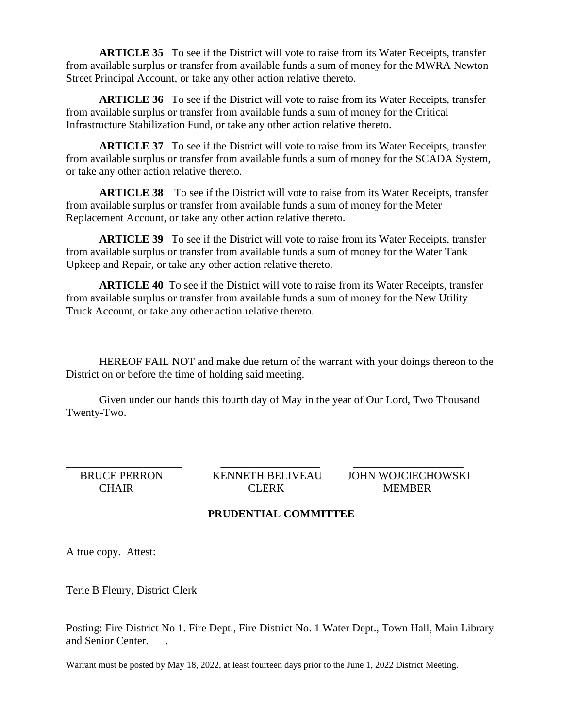**ARTICLE 35** To see if the District will vote to raise from its Water Receipts, transfer from available surplus or transfer from available funds a sum of money for the MWRA Newton Street Principal Account, or take any other action relative thereto.

**ARTICLE 36** To see if the District will vote to raise from its Water Receipts, transfer from available surplus or transfer from available funds a sum of money for the Critical Infrastructure Stabilization Fund, or take any other action relative thereto.

**ARTICLE 37** To see if the District will vote to raise from its Water Receipts, transfer from available surplus or transfer from available funds a sum of money for the SCADA System, or take any other action relative thereto.

**ARTICLE 38** To see if the District will vote to raise from its Water Receipts, transfer from available surplus or transfer from available funds a sum of money for the Meter Replacement Account, or take any other action relative thereto.

**ARTICLE 39** To see if the District will vote to raise from its Water Receipts, transfer from available surplus or transfer from available funds a sum of money for the Water Tank Upkeep and Repair, or take any other action relative thereto.

**ARTICLE 40** To see if the District will vote to raise from its Water Receipts, transfer from available surplus or transfer from available funds a sum of money for the New Utility Truck Account, or take any other action relative thereto.

HEREOF FAIL NOT and make due return of the warrant with your doings thereon to the District on or before the time of holding said meeting.

Given under our hands this fourth day of May in the year of Our Lord, Two Thousand Twenty-Two.

| | | |
|---|---|---|
| ____________________ | ____________________ | ____________________ |
| BRUCE PERRON | KENNETH BELIVEAU | JOHN WOJCIECHOWSKI |
| CHAIR | CLERK | MEMBER |

**PRUDENTIAL COMMITTEE**

A true copy. Attest:

Terie B Fleury, District Clerk

Posting: Fire District No 1. Fire Dept., Fire District No. 1 Water Dept., Town Hall, Main Library and Senior Center. .

Warrant must be posted by May 18, 2022, at least fourteen days prior to the June 1, 2022 District Meeting.